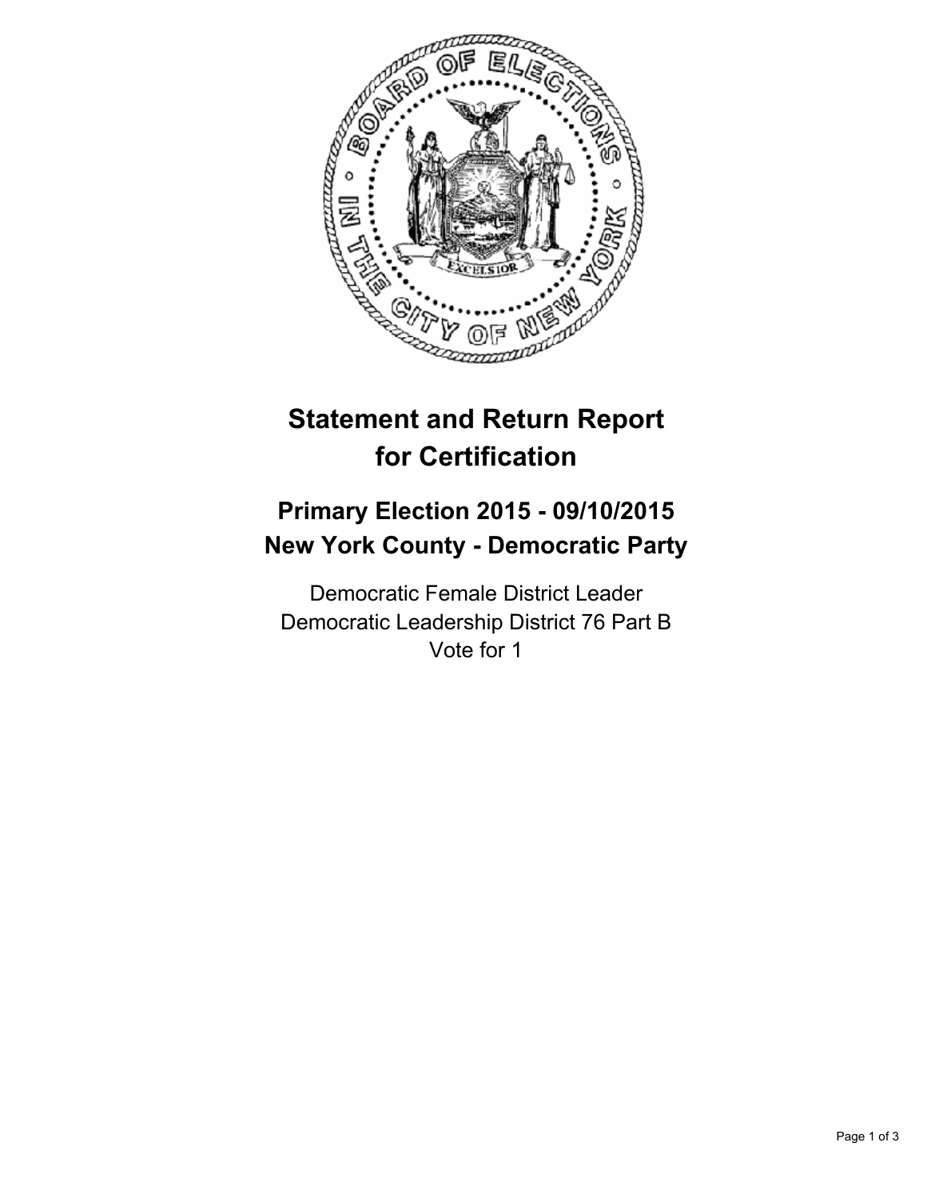# Statement and Return Report for Certification

## Primary Election 2015 - 09/10/2015
## New York County - Democratic Party

Democratic Female District Leader
Democratic Leadership District 76 Part B
Vote for 1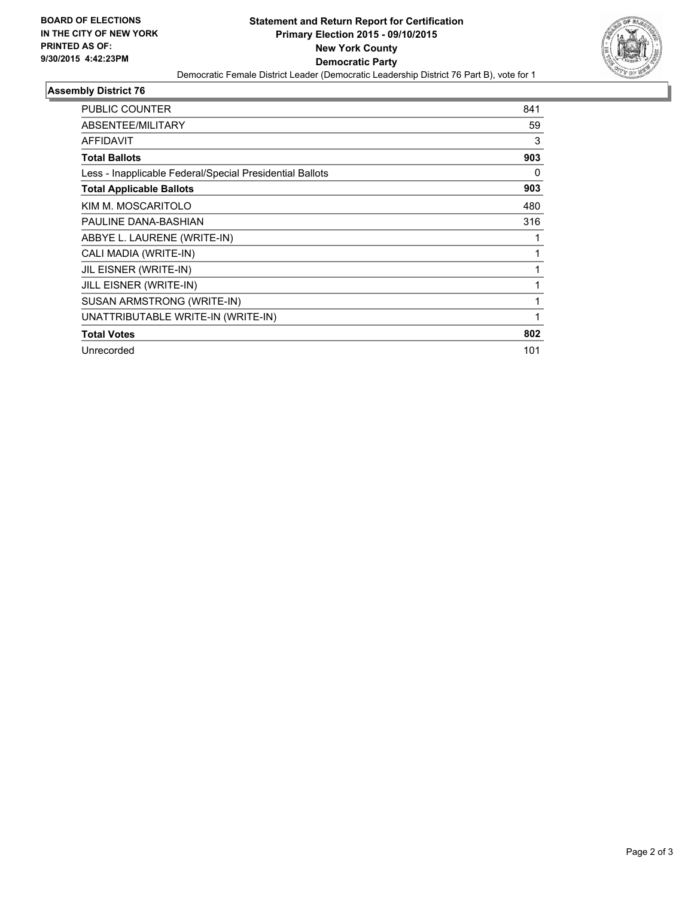**BOARD OF ELECTIONS IN THE CITY OF NEW YORK PRINTED AS OF: 9/30/2015 4:42:23PM**

# Statement and Return Report for Certification
## Primary Election 2015 - 09/10/2015
## New York County
## Democratic Party

Democratic Female District Leader (Democratic Leadership District 76 Part B), vote for 1

### Assembly District 76

| | |
|---|---|
| PUBLIC COUNTER | 841 |
| ABSENTEE/MILITARY | 59 |
| AFFIDAVIT | 3 |
| **Total Ballots** | **903** |
| Less - Inapplicable Federal/Special Presidential Ballots | 0 |
| **Total Applicable Ballots** | **903** |
| KIM M. MOSCARITOLO | 480 |
| PAULINE DANA-BASHIAN | 316 |
| ABBYE L. LAURENE (WRITE-IN) | 1 |
| CALI MADIA (WRITE-IN) | 1 |
| JIL EISNER (WRITE-IN) | 1 |
| JILL EISNER (WRITE-IN) | 1 |
| SUSAN ARMSTRONG (WRITE-IN) | 1 |
| UNATTRIBUTABLE WRITE-IN (WRITE-IN) | 1 |
| **Total Votes** | **802** |
| Unrecorded | 101 |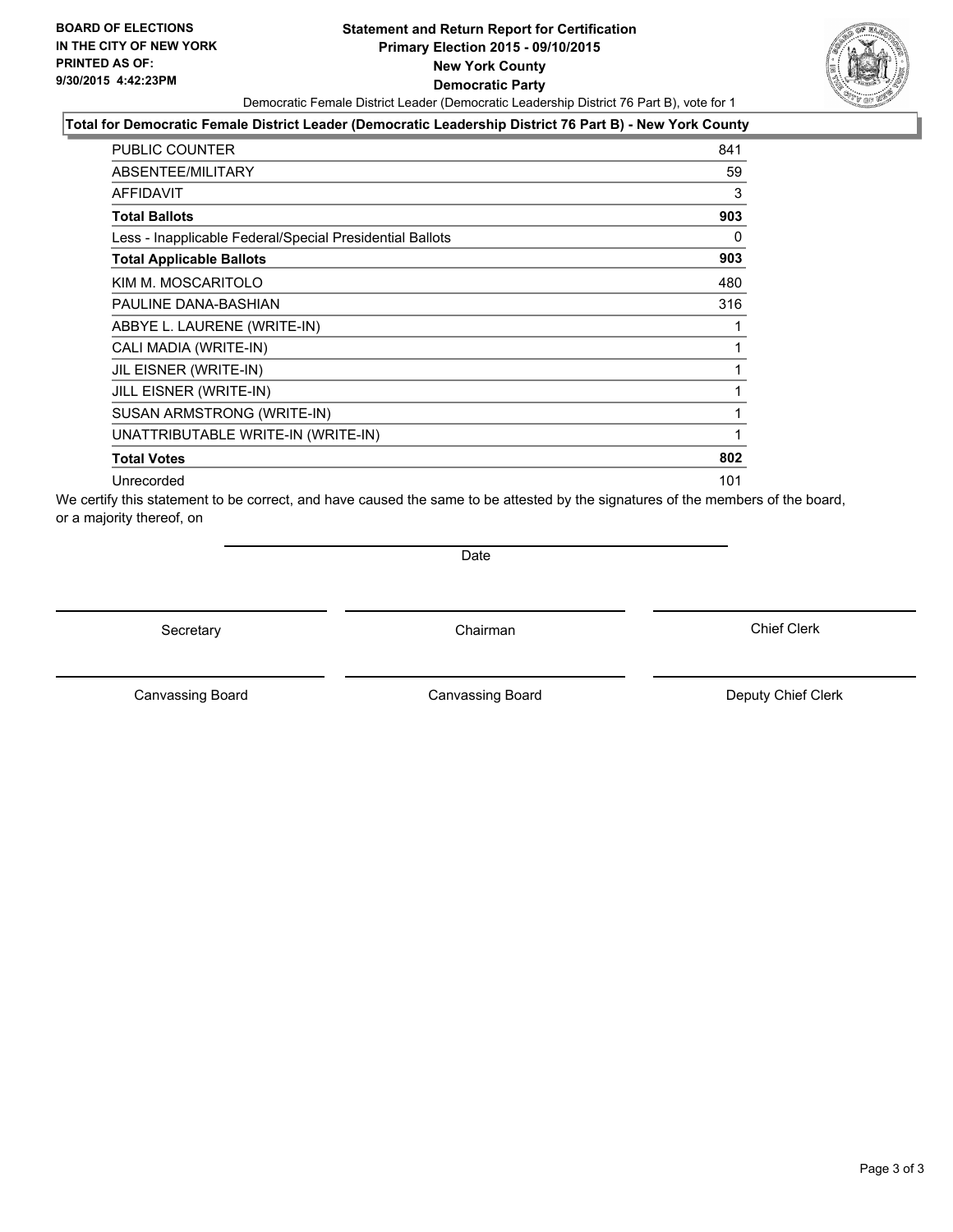**BOARD OF ELECTIONS IN THE CITY OF NEW YORK PRINTED AS OF: 9/30/2015 4:42:23PM**

**Statement and Return Report for Certification**
**Primary Election 2015 - 09/10/2015**
**New York County**
**Democratic Party**

Democratic Female District Leader (Democratic Leadership District 76 Part B), vote for 1

**Total for Democratic Female District Leader (Democratic Leadership District 76 Part B) - New York County**

| | |
|---|---|
| PUBLIC COUNTER | 841 |
| ABSENTEE/MILITARY | 59 |
| AFFIDAVIT | 3 |
| **Total Ballots** | **903** |
| Less - Inapplicable Federal/Special Presidential Ballots | 0 |
| **Total Applicable Ballots** | **903** |
| KIM M. MOSCARITOLO | 480 |
| PAULINE DANA-BASHIAN | 316 |
| ABBYE L. LAURENE (WRITE-IN) | 1 |
| CALI MADIA (WRITE-IN) | 1 |
| JIL EISNER (WRITE-IN) | 1 |
| JILL EISNER (WRITE-IN) | 1 |
| SUSAN ARMSTRONG (WRITE-IN) | 1 |
| UNATTRIBUTABLE WRITE-IN (WRITE-IN) | 1 |
| **Total Votes** | **802** |
| Unrecorded | 101 |

We certify this statement to be correct, and have caused the same to be attested by the signatures of the members of the board, or a majority thereof, on

Date

Secretary | Chairman | Chief Clerk

Canvassing Board | Canvassing Board | Deputy Chief Clerk